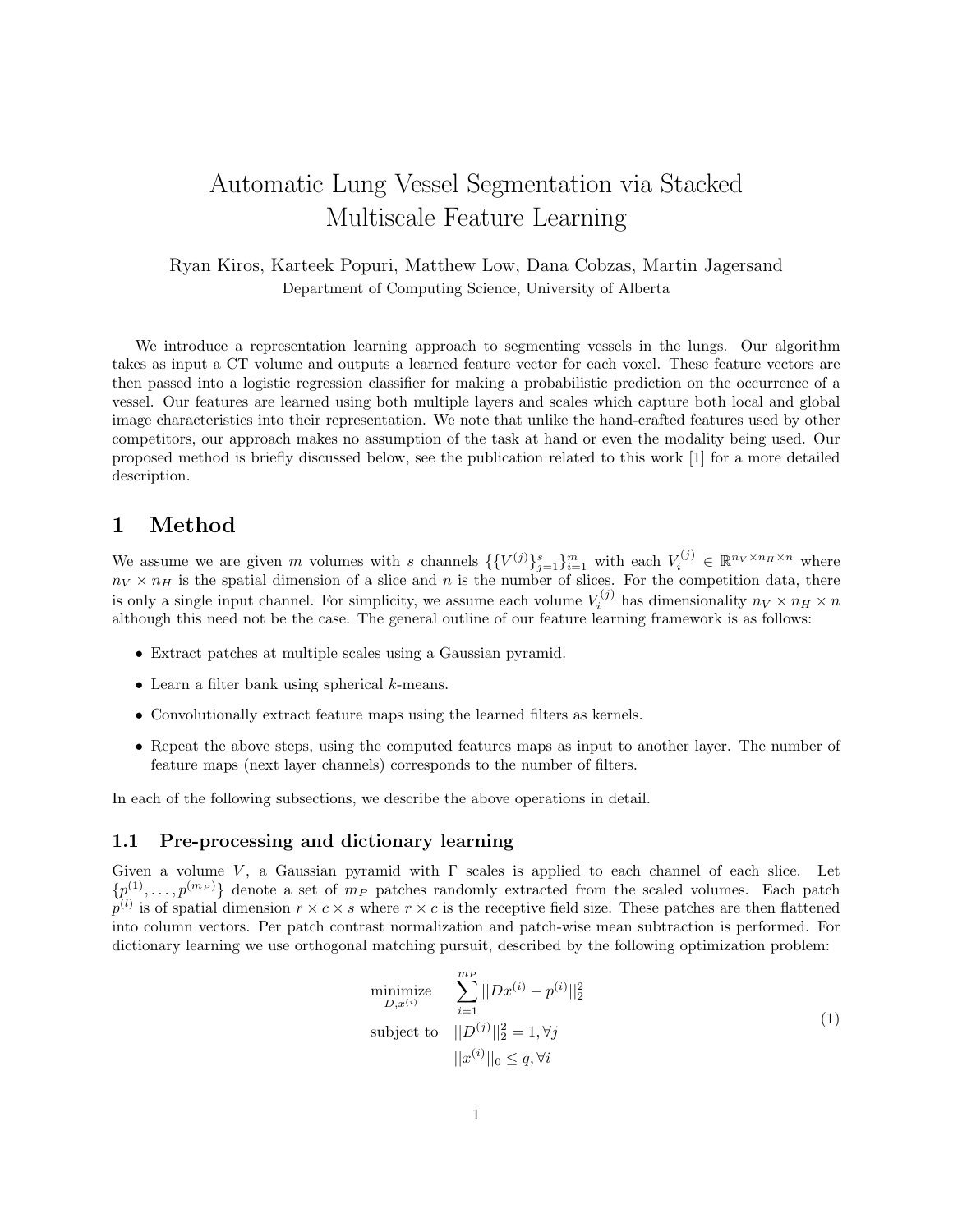# Automatic Lung Vessel Segmentation via Stacked Multiscale Feature Learning

Ryan Kiros, Karteek Popuri, Matthew Low, Dana Cobzas, Martin Jagersand

Department of Computing Science, University of Alberta

We introduce a representation learning approach to segmenting vessels in the lungs. Our algorithm takes as input a CT volume and outputs a learned feature vector for each voxel. These feature vectors are then passed into a logistic regression classifier for making a probabilistic prediction on the occurrence of a vessel. Our features are learned using both multiple layers and scales which capture both local and global image characteristics into their representation. We note that unlike the hand-crafted features used by other competitors, our approach makes no assumption of the task at hand or even the modality being used. Our proposed method is briefly discussed below, see the publication related to this work [1] for a more detailed description.

## 1 Method

We assume we are given $m$ volumes with $s$ channels $\{\{V^{(j)}\}_{j=1}^{s}\}_{i=1}^{m}$ with each $V_i^{(j)} \in \mathbb{R}^{n_V \times n_H \times n}$ where $n_V \times n_H$ is the spatial dimension of a slice and $n$ is the number of slices. For the competition data, there is only a single input channel. For simplicity, we assume each volume $V_i^{(j)}$ has dimensionality $n_V \times n_H \times n$ although this need not be the case. The general outline of our feature learning framework is as follows:

- Extract patches at multiple scales using a Gaussian pyramid.
- Learn a filter bank using spherical $k$-means.
- Convolutionally extract feature maps using the learned filters as kernels.
- Repeat the above steps, using the computed features maps as input to another layer. The number of feature maps (next layer channels) corresponds to the number of filters.

In each of the following subsections, we describe the above operations in detail.

### 1.1 Pre-processing and dictionary learning

Given a volume $V$, a Gaussian pyramid with $\Gamma$ scales is applied to each channel of each slice. Let $\{p^{(1)}, \ldots, p^{(m_P)}\}$ denote a set of $m_P$ patches randomly extracted from the scaled volumes. Each patch $p^{(l)}$ is of spatial dimension $r \times c \times s$ where $r \times c$ is the receptive field size. These patches are then flattened into column vectors. Per patch contrast normalization and patch-wise mean subtraction is performed. For dictionary learning we use orthogonal matching pursuit, described by the following optimization problem:

$$
\begin{aligned}
\underset{D, x^{(i)}}{\text{minimize}} \quad & \sum_{i=1}^{m_P} ||Dx^{(i)} - p^{(i)}||_2^2 \\
\text{subject to} \quad & ||D^{(j)}||_2^2 = 1, \forall j \\
& ||x^{(i)}||_0 \leq q, \forall i
\end{aligned}
\tag{1}
$$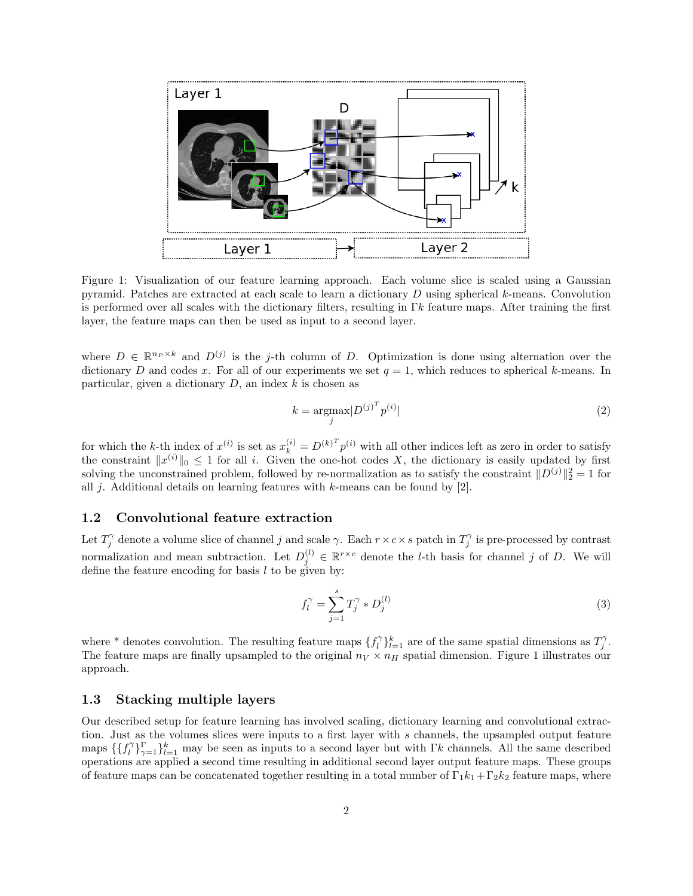Figure 1: Visualization of our feature learning approach. Each volume slice is scaled using a Gaussian pyramid. Patches are extracted at each scale to learn a dictionary $D$ using spherical $k$-means. Convolution is performed over all scales with the dictionary filters, resulting in $\Gamma k$ feature maps. After training the first layer, the feature maps can then be used as input to a second layer.

where $D \in \mathbb{R}^{n_P \times k}$ and $D^{(j)}$ is the $j$-th column of $D$. Optimization is done using alternation over the dictionary $D$ and codes $x$. For all of our experiments we set $q = 1$, which reduces to spherical $k$-means. In particular, given a dictionary $D$, an index $k$ is chosen as

$$k = \underset{j}{\text{argmax}} |{D^{(j)}}^T p^{(i)}| \tag{2}$$

for which the $k$-th index of $x^{(i)}$ is set as $x_k^{(i)} = {D^{(k)}}^T p^{(i)}$ with all other indices left as zero in order to satisfy the constraint $\|x^{(i)}\|_0 \leq 1$ for all $i$. Given the one-hot codes $X$, the dictionary is easily updated by first solving the unconstrained problem, followed by re-normalization as to satisfy the constraint $\|D^{(j)}\|_2^2 = 1$ for all $j$. Additional details on learning features with $k$-means can be found by [2].

### 1.2 Convolutional feature extraction

Let $T_j^\gamma$ denote a volume slice of channel $j$ and scale $\gamma$. Each $r \times c \times s$ patch in $T_j^\gamma$ is pre-processed by contrast normalization and mean subtraction. Let $D_j^{(l)} \in \mathbb{R}^{r \times c}$ denote the $l$-th basis for channel $j$ of $D$. We will define the feature encoding for basis $l$ to be given by:

$$f_l^\gamma = \sum_{j=1}^{s} T_j^\gamma * D_j^{(l)} \tag{3}$$

where * denotes convolution. The resulting feature maps $\{f_l^\gamma\}_{l=1}^k$ are of the same spatial dimensions as $T_j^\gamma$. The feature maps are finally upsampled to the original $n_V \times n_H$ spatial dimension. Figure 1 illustrates our approach.

### 1.3 Stacking multiple layers

Our described setup for feature learning has involved scaling, dictionary learning and convolutional extraction. Just as the volumes slices were inputs to a first layer with $s$ channels, the upsampled output feature maps $\{\{f_l^\gamma\}_{\gamma=1}^\Gamma\}_{l=1}^k$ may be seen as inputs to a second layer but with $\Gamma k$ channels. All the same described operations are applied a second time resulting in additional second layer output feature maps. These groups of feature maps can be concatenated together resulting in a total number of $\Gamma_1 k_1 + \Gamma_2 k_2$ feature maps, where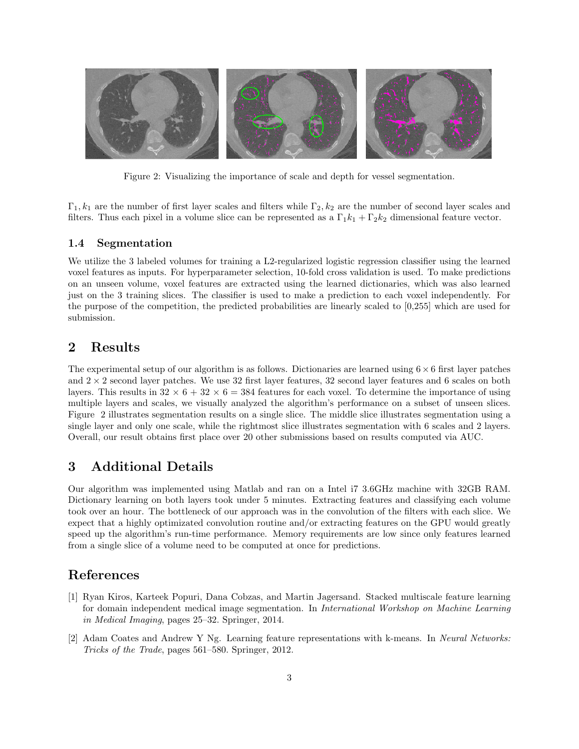Figure 2: Visualizing the importance of scale and depth for vessel segmentation.

$\Gamma_1, k_1$ are the number of first layer scales and filters while $\Gamma_2, k_2$ are the number of second layer scales and filters. Thus each pixel in a volume slice can be represented as a $\Gamma_1 k_1 + \Gamma_2 k_2$ dimensional feature vector.

### 1.4 Segmentation

We utilize the 3 labeled volumes for training a L2-regularized logistic regression classifier using the learned voxel features as inputs. For hyperparameter selection, 10-fold cross validation is used. To make predictions on an unseen volume, voxel features are extracted using the learned dictionaries, which was also learned just on the 3 training slices. The classifier is used to make a prediction to each voxel independently. For the purpose of the competition, the predicted probabilities are linearly scaled to [0,255] which are used for submission.

## 2 Results

The experimental setup of our algorithm is as follows. Dictionaries are learned using $6 \times 6$ first layer patches and $2 \times 2$ second layer patches. We use 32 first layer features, 32 second layer features and 6 scales on both layers. This results in $32 \times 6 + 32 \times 6 = 384$ features for each voxel. To determine the importance of using multiple layers and scales, we visually analyzed the algorithm's performance on a subset of unseen slices. Figure 2 illustrates segmentation results on a single slice. The middle slice illustrates segmentation using a single layer and only one scale, while the rightmost slice illustrates segmentation with 6 scales and 2 layers. Overall, our result obtains first place over 20 other submissions based on results computed via AUC.

## 3 Additional Details

Our algorithm was implemented using Matlab and ran on a Intel i7 3.6GHz machine with 32GB RAM. Dictionary learning on both layers took under 5 minutes. Extracting features and classifying each volume took over an hour. The bottleneck of our approach was in the convolution of the filters with each slice. We expect that a highly optimizated convolution routine and/or extracting features on the GPU would greatly speed up the algorithm's run-time performance. Memory requirements are low since only features learned from a single slice of a volume need to be computed at once for predictions.

## References

[1] Ryan Kiros, Karteek Popuri, Dana Cobzas, and Martin Jagersand. Stacked multiscale feature learning for domain independent medical image segmentation. In *International Workshop on Machine Learning in Medical Imaging*, pages 25–32. Springer, 2014.

[2] Adam Coates and Andrew Y Ng. Learning feature representations with k-means. In *Neural Networks: Tricks of the Trade*, pages 561–580. Springer, 2012.